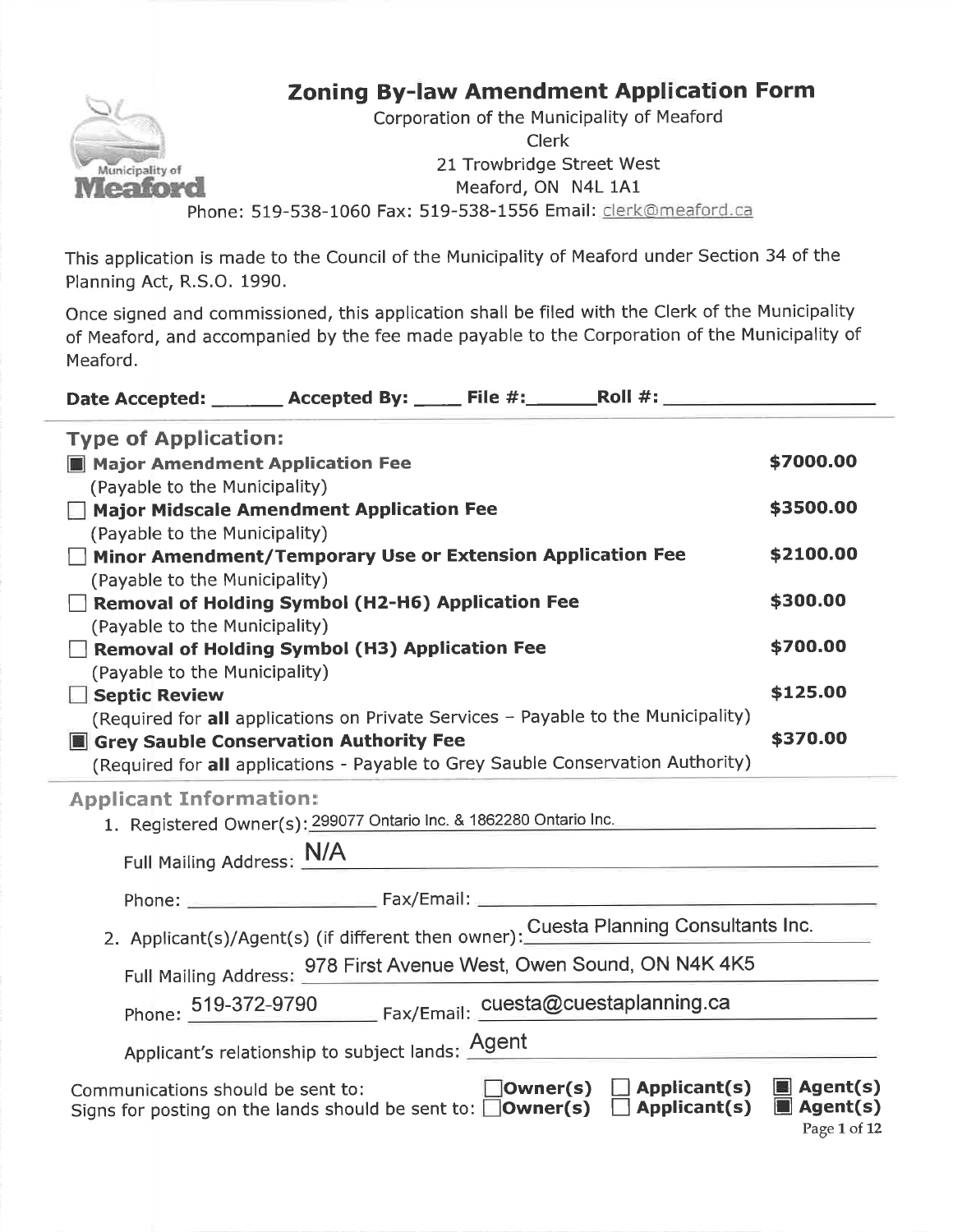# Zoning By-law Amendment Application Form

Corporation of the Municipality of Meaford
Clerk
21 Trowbridge Street West
Meaford, ON N4L 1A1
Phone: 519-538-1060 Fax: 519-538-1556 Email: clerk@meaford.ca

This application is made to the Council of the Municipality of Meaford under Section 34 of the Planning Act, R.S.O. 1990.

Once signed and commissioned, this application shall be filed with the Clerk of the Municipality of Meaford, and accompanied by the fee made payable to the Corporation of the Municipality of Meaford.

**Date Accepted: _______ Accepted By: ____ File #:______ Roll #: ____________**

## Type of Application:

- [x] **Major Amendment Application Fee** (Payable to the Municipality) — **$7000.00**
- [ ] **Major Midscale Amendment Application Fee** (Payable to the Municipality) — **$3500.00**
- [ ] **Minor Amendment/Temporary Use or Extension Application Fee** (Payable to the Municipality) — **$2100.00**
- [ ] **Removal of Holding Symbol (H2-H6) Application Fee** (Payable to the Municipality) — **$300.00**
- [ ] **Removal of Holding Symbol (H3) Application Fee** (Payable to the Municipality) — **$700.00**
- [ ] **Septic Review** (Required for **all** applications on Private Services – Payable to the Municipality) — **$125.00**
- [x] **Grey Sauble Conservation Authority Fee** (Required for **all** applications - Payable to Grey Sauble Conservation Authority) — **$370.00**

## Applicant Information:

1. Registered Owner(s): 299077 Ontario Inc. & 1862280 Ontario Inc.

   Full Mailing Address: N/A

   Phone: ____________ Fax/Email: ____________

2. Applicant(s)/Agent(s) (if different then owner): Cuesta Planning Consultants Inc.

   Full Mailing Address: 978 First Avenue West, Owen Sound, ON N4K 4K5

   Phone: 519-372-9790 Fax/Email: cuesta@cuestaplanning.ca

   Applicant's relationship to subject lands: Agent

Communications should be sent to: [ ] **Owner(s)** [ ] **Applicant(s)** [x] **Agent(s)**

Signs for posting on the lands should be sent to: [ ] **Owner(s)** [ ] **Applicant(s)** [x] **Agent(s)**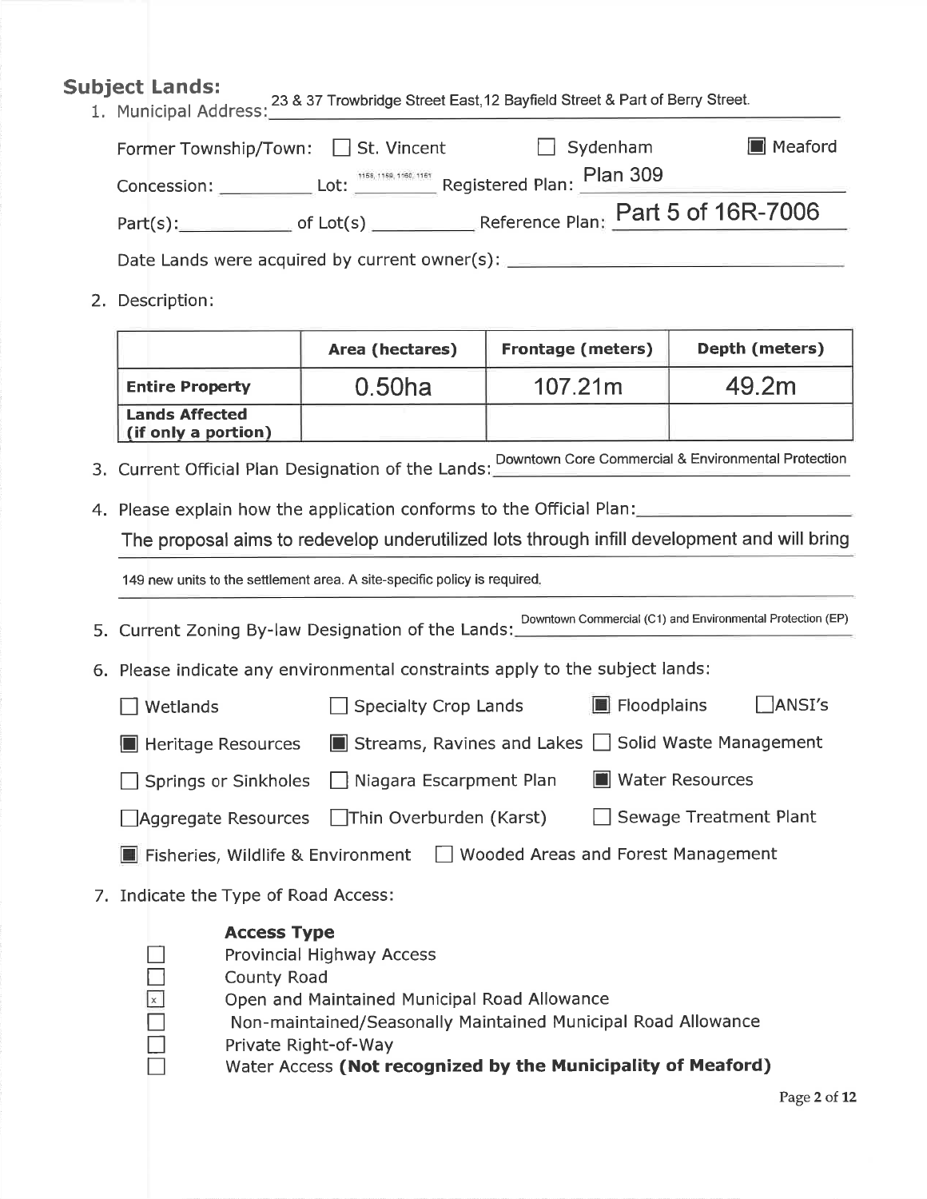## Subject Lands:

1. Municipal Address: 23 & 37 Trowbridge Street East, 12 Bayfield Street & Part of Berry Street.

   Former Township/Town: ☐ St. Vincent ☐ Sydenham ■ Meaford

   Concession: __________ Lot: 1158, 1159, 1160, 1161 Registered Plan: Plan 309

   Part(s): __________ of Lot(s) __________ Reference Plan: Part 5 of 16R-7006

   Date Lands were acquired by current owner(s): __________

2. Description:

| | Area (hectares) | Frontage (meters) | Depth (meters) |
|---|---|---|---|
| **Entire Property** | 0.50ha | 107.21m | 49.2m |
| **Lands Affected (if only a portion)** | | | |

3. Current Official Plan Designation of the Lands: Downtown Core Commercial & Environmental Protection

4. Please explain how the application conforms to the Official Plan:

   The proposal aims to redevelop underutilized lots through infill development and will bring 149 new units to the settlement area. A site-specific policy is required.

5. Current Zoning By-law Designation of the Lands: Downtown Commercial (C1) and Environmental Protection (EP)

6. Please indicate any environmental constraints apply to the subject lands:

   - ☐ Wetlands
   - ☐ Specialty Crop Lands
   - ■ Floodplains
   - ☐ ANSI's
   - ■ Heritage Resources
   - ■ Streams, Ravines and Lakes
   - ☐ Solid Waste Management
   - ☐ Springs or Sinkholes
   - ☐ Niagara Escarpment Plan
   - ■ Water Resources
   - ☐ Aggregate Resources
   - ☐ Thin Overburden (Karst)
   - ☐ Sewage Treatment Plant
   - ■ Fisheries, Wildlife & Environment
   - ☐ Wooded Areas and Forest Management

7. Indicate the Type of Road Access:

   **Access Type**

   - ☐ Provincial Highway Access
   - ☐ County Road
   - ☒ Open and Maintained Municipal Road Allowance
   - ☐ Non-maintained/Seasonally Maintained Municipal Road Allowance
   - ☐ Private Right-of-Way
   - ☐ Water Access **(Not recognized by the Municipality of Meaford)**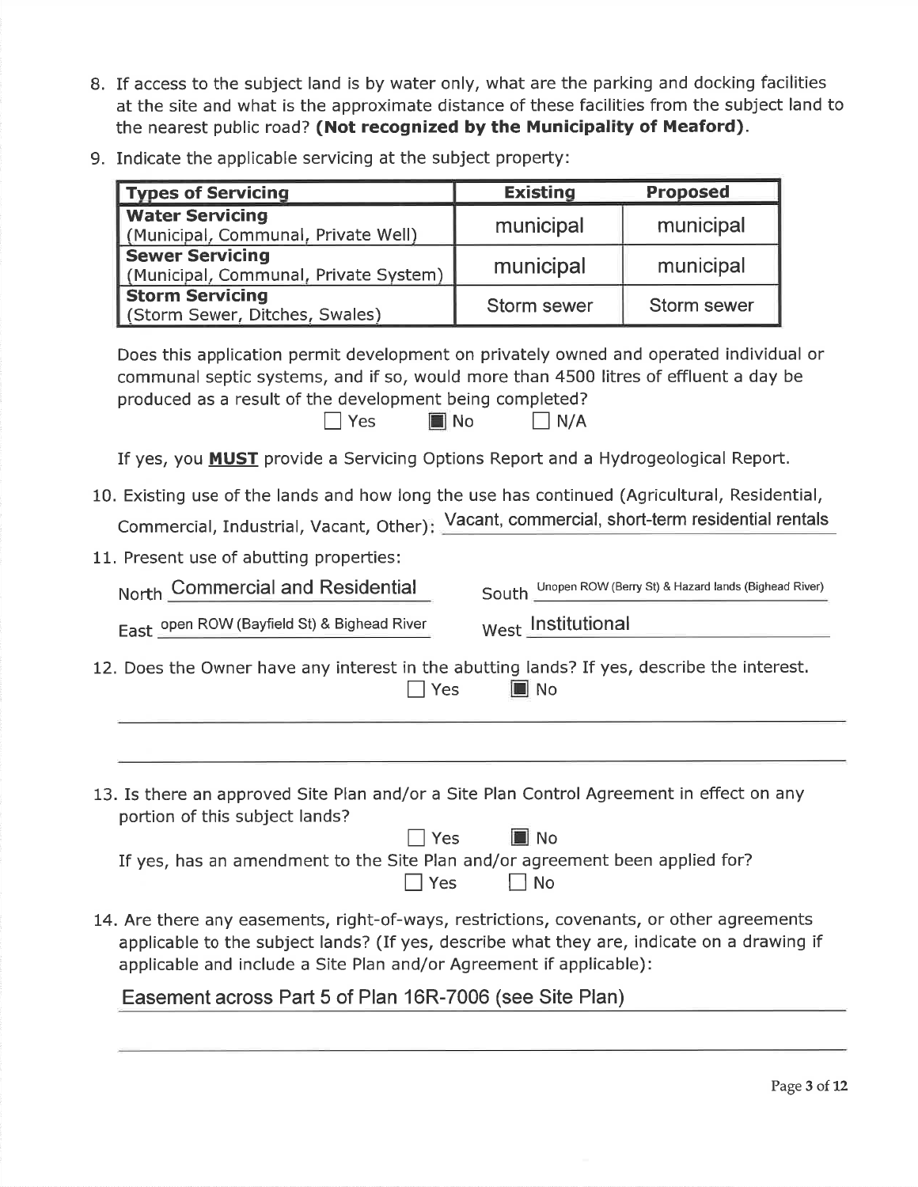8. If access to the subject land is by water only, what are the parking and docking facilities at the site and what is the approximate distance of these facilities from the subject land to the nearest public road? **(Not recognized by the Municipality of Meaford)**.

9. Indicate the applicable servicing at the subject property:

| Types of Servicing | Existing | Proposed |
|---|---|---|
| **Water Servicing** (Municipal, Communal, Private Well) | municipal | municipal |
| **Sewer Servicing** (Municipal, Communal, Private System) | municipal | municipal |
| **Storm Servicing** (Storm Sewer, Ditches, Swales) | Storm sewer | Storm sewer |

Does this application permit development on privately owned and operated individual or communal septic systems, and if so, would more than 4500 litres of effluent a day be produced as a result of the development being completed?

☐ Yes ☒ No ☐ N/A

If yes, you **MUST** provide a Servicing Options Report and a Hydrogeological Report.

10. Existing use of the lands and how long the use has continued (Agricultural, Residential, Commercial, Industrial, Vacant, Other): Vacant, commercial, short-term residential rentals

11. Present use of abutting properties:

North Commercial and Residential

South Unopen ROW (Berry St) & Hazard lands (Bighead River)

East open ROW (Bayfield St) & Bighead River

West Institutional

12. Does the Owner have any interest in the abutting lands? If yes, describe the interest.

☐ Yes ☒ No

13. Is there an approved Site Plan and/or a Site Plan Control Agreement in effect on any portion of this subject lands?

☐ Yes ☒ No

If yes, has an amendment to the Site Plan and/or agreement been applied for?

☐ Yes ☐ No

14. Are there any easements, right-of-ways, restrictions, covenants, or other agreements applicable to the subject lands? (If yes, describe what they are, indicate on a drawing if applicable and include a Site Plan and/or Agreement if applicable):

Easement across Part 5 of Plan 16R-7006 (see Site Plan)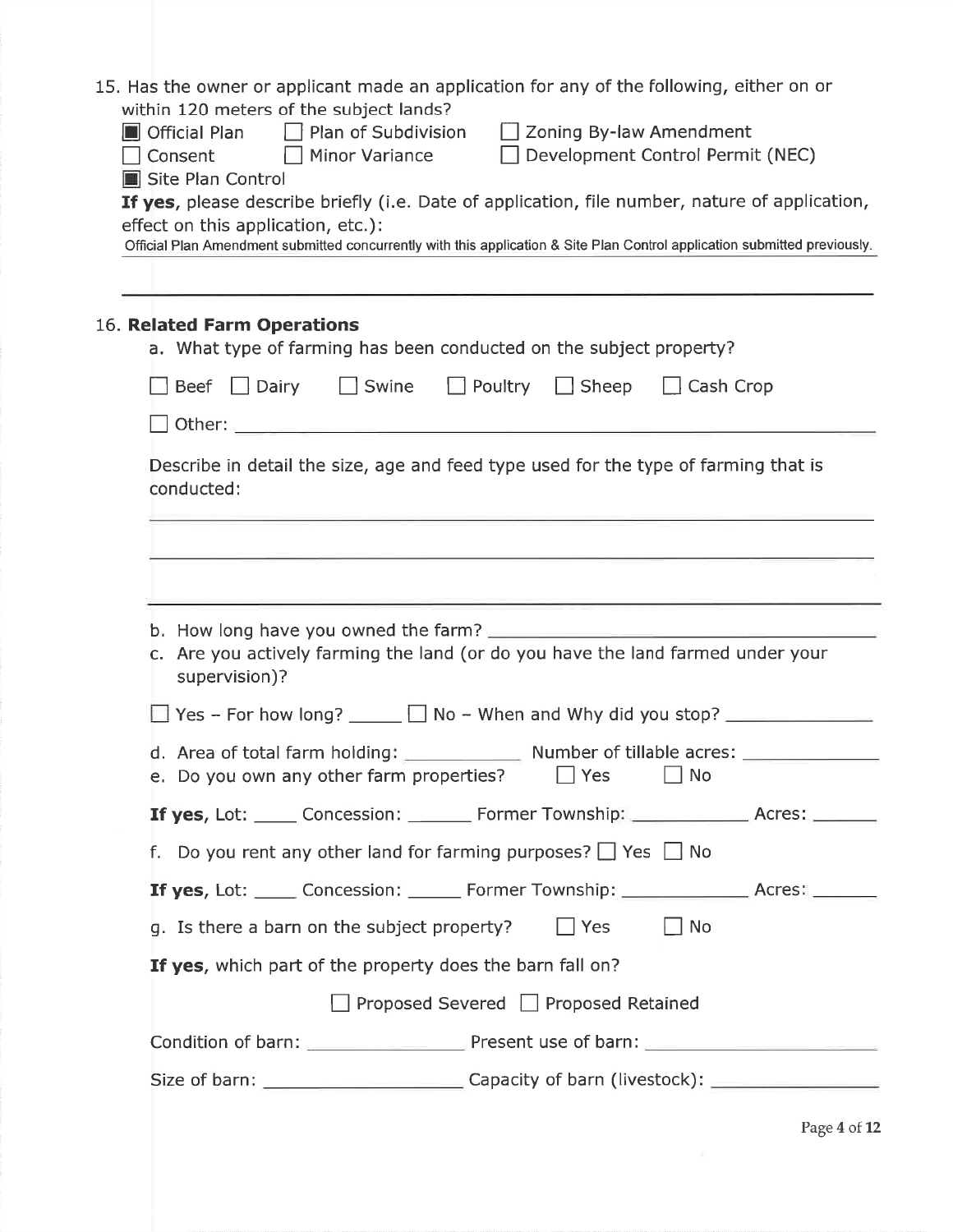15. Has the owner or applicant made an application for any of the following, either on or within 120 meters of the subject lands?

- [x] Official Plan
- [ ] Plan of Subdivision
- [ ] Zoning By-law Amendment
- [ ] Consent
- [ ] Minor Variance
- [ ] Development Control Permit (NEC)
- [x] Site Plan Control

**If yes**, please describe briefly (i.e. Date of application, file number, nature of application, effect on this application, etc.):

Official Plan Amendment submitted concurrently with this application & Site Plan Control application submitted previously.

16. **Related Farm Operations**

a. What type of farming has been conducted on the subject property?

- [ ] Beef
- [ ] Dairy
- [ ] Swine
- [ ] Poultry
- [ ] Sheep
- [ ] Cash Crop
- [ ] Other: ____________________

Describe in detail the size, age and feed type used for the type of farming that is conducted:

______________________________

b. How long have you owned the farm? ____________________

c. Are you actively farming the land (or do you have the land farmed under your supervision)?

- [ ] Yes – For how long? ______
- [ ] No – When and Why did you stop? ______________

d. Area of total farm holding: ____________ Number of tillable acres: ______________

e. Do you own any other farm properties? [ ] Yes [ ] No

**If yes**, Lot: _____ Concession: _______ Former Township: ____________ Acres: _______

f. Do you rent any other land for farming purposes? [ ] Yes [ ] No

**If yes**, Lot: _____ Concession: ______ Former Township: _____________ Acres: _______

g. Is there a barn on the subject property? [ ] Yes [ ] No

**If yes**, which part of the property does the barn fall on?

- [ ] Proposed Severed
- [ ] Proposed Retained

Condition of barn: ________________ Present use of barn: ______________________

Size of barn: ____________________ Capacity of barn (livestock): _________________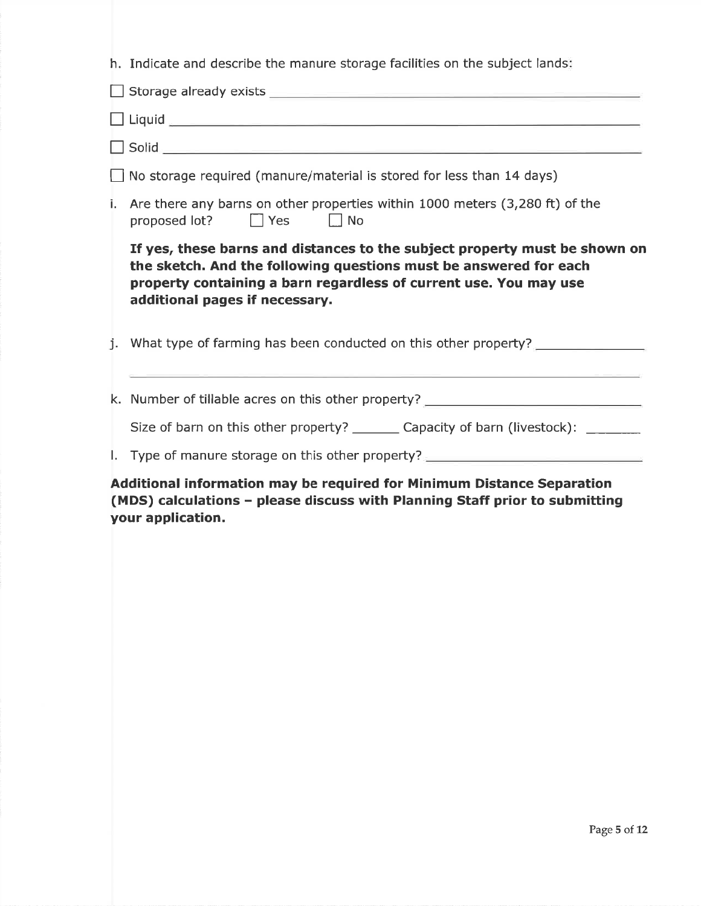h. Indicate and describe the manure storage facilities on the subject lands:

☐ Storage already exists ______________________________

☐ Liquid ______________________________

☐ Solid ______________________________

☐ No storage required (manure/material is stored for less than 14 days)

i. Are there any barns on other properties within 1000 meters (3,280 ft) of the proposed lot? ☐ Yes ☐ No

**If yes, these barns and distances to the subject property must be shown on the sketch. And the following questions must be answered for each property containing a barn regardless of current use. You may use additional pages if necessary.**

j. What type of farming has been conducted on this other property? ______________________________

______________________________

k. Number of tillable acres on this other property? ______________________________

Size of barn on this other property? ________ Capacity of barn (livestock): ________

l. Type of manure storage on this other property? ______________________________

**Additional information may be required for Minimum Distance Separation (MDS) calculations – please discuss with Planning Staff prior to submitting your application.**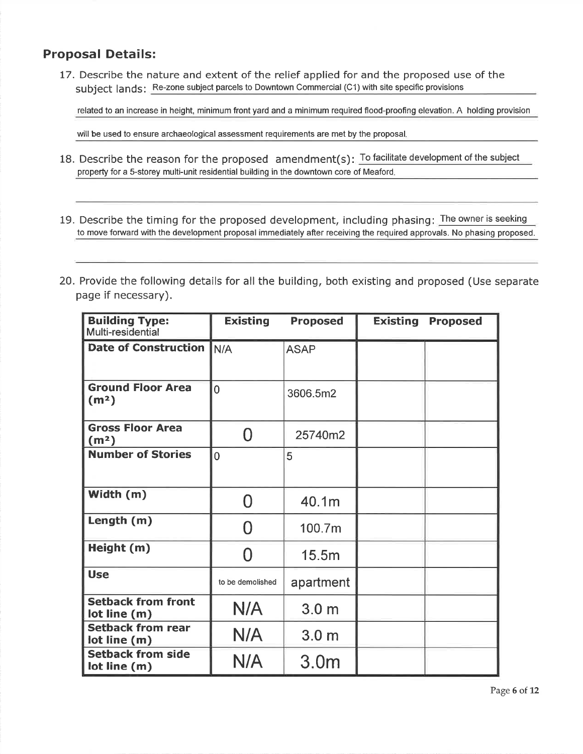## Proposal Details:

17. Describe the nature and extent of the relief applied for and the proposed use of the subject lands: Re-zone subject parcels to Downtown Commercial (C1) with site specific provisions related to an increase in height, minimum front yard and a minimum required flood-proofing elevation. A holding provision will be used to ensure archaeological assessment requirements are met by the proposal.

18. Describe the reason for the proposed amendment(s): To facilitate development of the subject property for a 5-storey multi-unit residential building in the downtown core of Meaford.

19. Describe the timing for the proposed development, including phasing: The owner is seeking to move forward with the development proposal immediately after receiving the required approvals. No phasing proposed.

20. Provide the following details for all the building, both existing and proposed (Use separate page if necessary).

| **Building Type:** Multi-residential | **Existing** | **Proposed** | **Existing** | **Proposed** |
|---|---|---|---|---|
| **Date of Construction** | N/A | ASAP | | |
| **Ground Floor Area ($m^2$)** | 0 | 3606.5m2 | | |
| **Gross Floor Area ($m^2$)** | 0 | 25740m2 | | |
| **Number of Stories** | 0 | 5 | | |
| **Width (m)** | 0 | 40.1m | | |
| **Length (m)** | 0 | 100.7m | | |
| **Height (m)** | 0 | 15.5m | | |
| **Use** | to be demolished | apartment | | |
| **Setback from front lot line (m)** | N/A | 3.0 m | | |
| **Setback from rear lot line (m)** | N/A | 3.0 m | | |
| **Setback from side lot line (m)** | N/A | 3.0m | | |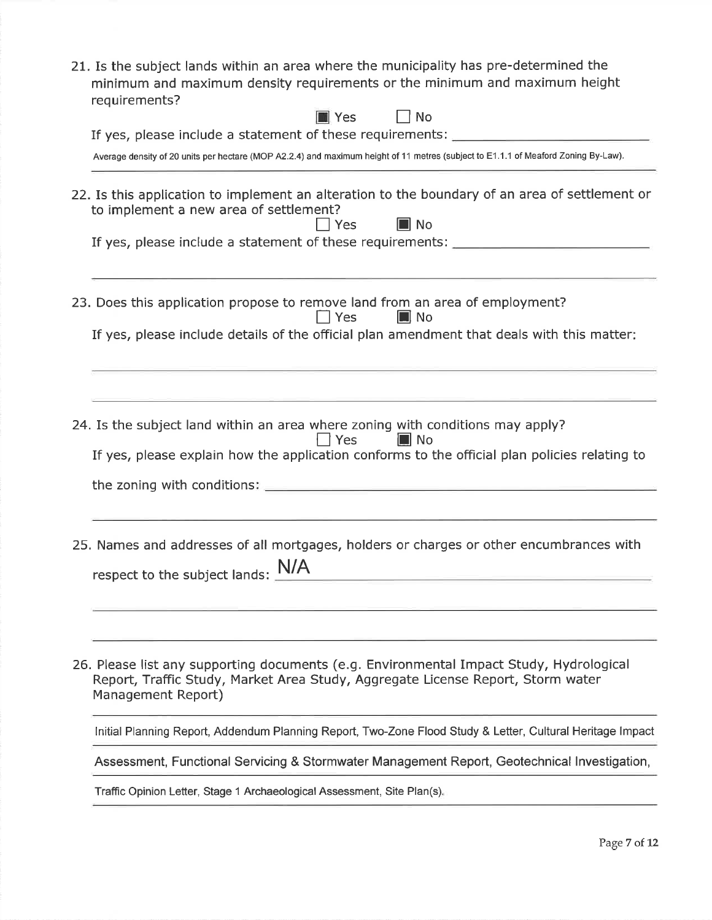21. Is the subject lands within an area where the municipality has pre-determined the minimum and maximum density requirements or the minimum and maximum height requirements?

☒ Yes ☐ No

If yes, please include a statement of these requirements:

Average density of 20 units per hectare (MOP A2.2.4) and maximum height of 11 metres (subject to E1.1.1 of Meaford Zoning By-Law).

22. Is this application to implement an alteration to the boundary of an area of settlement or to implement a new area of settlement?

☐ Yes ☒ No

If yes, please include a statement of these requirements:

23. Does this application propose to remove land from an area of employment?

☐ Yes ☒ No

If yes, please include details of the official plan amendment that deals with this matter:

24. Is the subject land within an area where zoning with conditions may apply?

☐ Yes ☒ No

If yes, please explain how the application conforms to the official plan policies relating to the zoning with conditions:

25. Names and addresses of all mortgages, holders or charges or other encumbrances with respect to the subject lands: N/A

26. Please list any supporting documents (e.g. Environmental Impact Study, Hydrological Report, Traffic Study, Market Area Study, Aggregate License Report, Storm water Management Report)

Initial Planning Report, Addendum Planning Report, Two-Zone Flood Study & Letter, Cultural Heritage Impact Assessment, Functional Servicing & Stormwater Management Report, Geotechnical Investigation, Traffic Opinion Letter, Stage 1 Archaeological Assessment, Site Plan(s).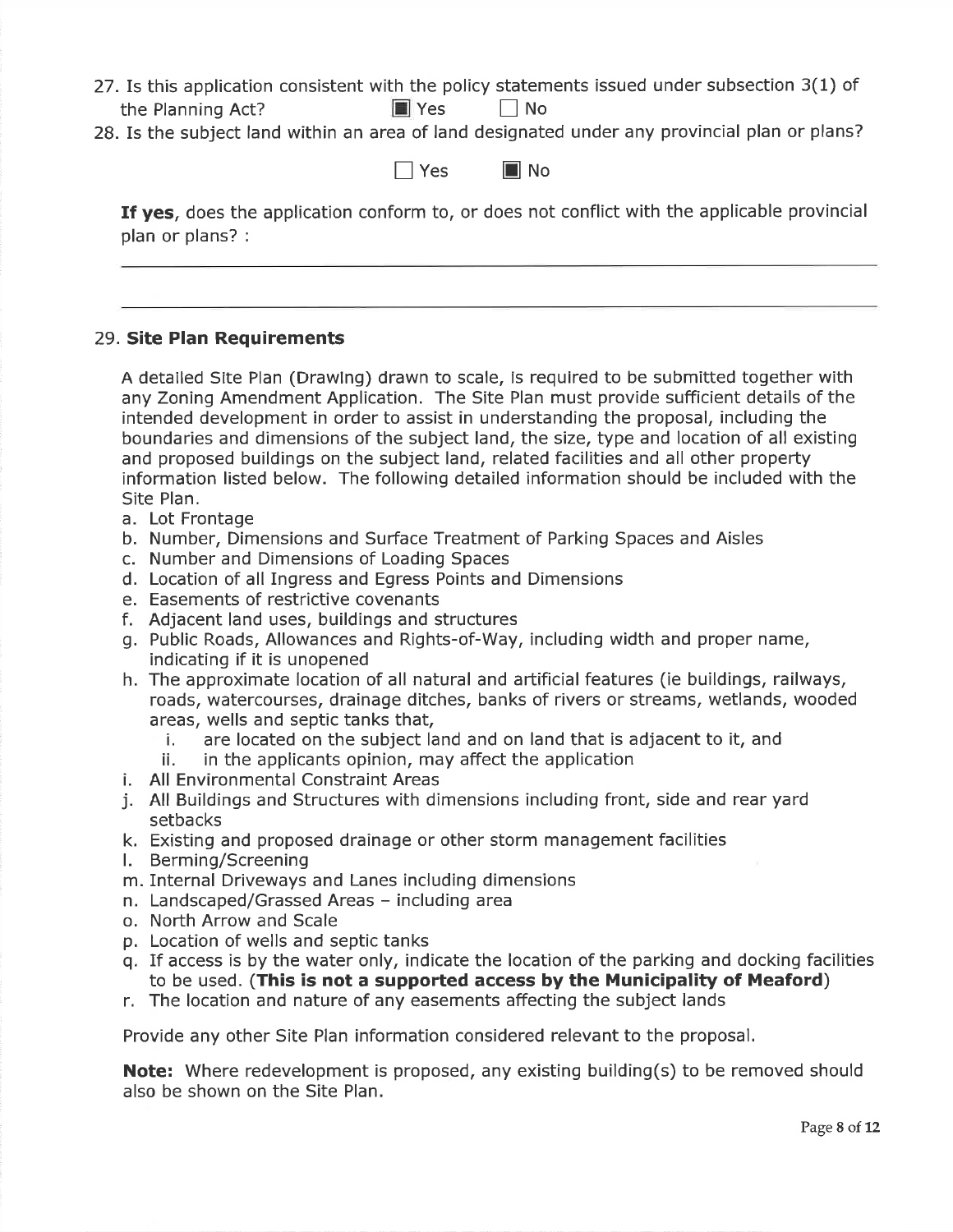27. Is this application consistent with the policy statements issued under subsection 3(1) of the Planning Act? ■ Yes ☐ No

28. Is the subject land within an area of land designated under any provincial plan or plans?

☐ Yes ■ No

**If yes**, does the application conform to, or does not conflict with the applicable provincial plan or plans? :

______________________________________________________________________

______________________________________________________________________

29. **Site Plan Requirements**

A detailed Site Plan (Drawing) drawn to scale, is required to be submitted together with any Zoning Amendment Application. The Site Plan must provide sufficient details of the intended development in order to assist in understanding the proposal, including the boundaries and dimensions of the subject land, the size, type and location of all existing and proposed buildings on the subject land, related facilities and all other property information listed below. The following detailed information should be included with the Site Plan.

a. Lot Frontage
b. Number, Dimensions and Surface Treatment of Parking Spaces and Aisles
c. Number and Dimensions of Loading Spaces
d. Location of all Ingress and Egress Points and Dimensions
e. Easements of restrictive covenants
f. Adjacent land uses, buildings and structures
g. Public Roads, Allowances and Rights-of-Way, including width and proper name, indicating if it is unopened
h. The approximate location of all natural and artificial features (ie buildings, railways, roads, watercourses, drainage ditches, banks of rivers or streams, wetlands, wooded areas, wells and septic tanks that,
   i. are located on the subject land and on land that is adjacent to it, and
   ii. in the applicants opinion, may affect the application
i. All Environmental Constraint Areas
j. All Buildings and Structures with dimensions including front, side and rear yard setbacks
k. Existing and proposed drainage or other storm management facilities
l. Berming/Screening
m. Internal Driveways and Lanes including dimensions
n. Landscaped/Grassed Areas – including area
o. North Arrow and Scale
p. Location of wells and septic tanks
q. If access is by the water only, indicate the location of the parking and docking facilities to be used. (**This is not a supported access by the Municipality of Meaford**)
r. The location and nature of any easements affecting the subject lands

Provide any other Site Plan information considered relevant to the proposal.

**Note:** Where redevelopment is proposed, any existing building(s) to be removed should also be shown on the Site Plan.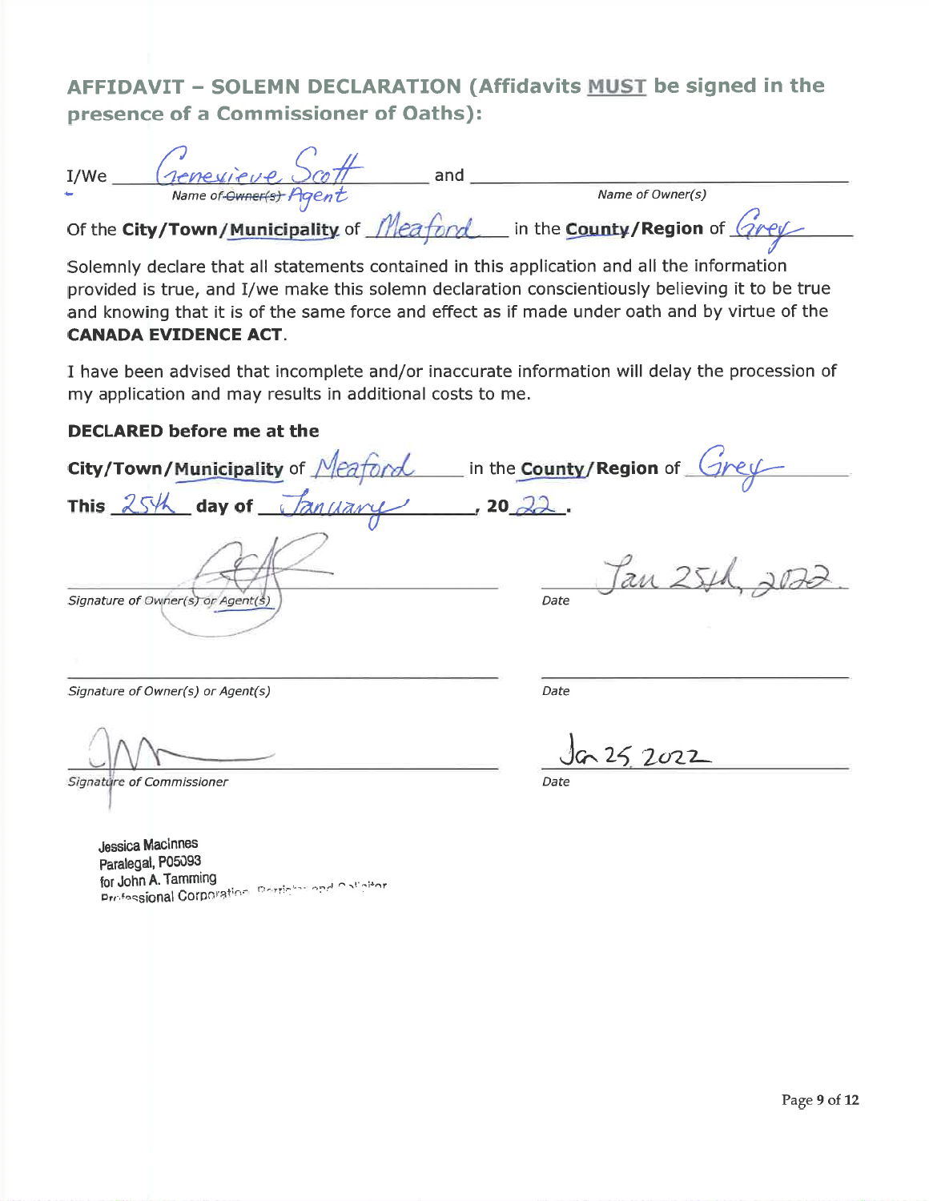## AFFIDAVIT – SOLEMN DECLARATION (Affidavits MUST be signed in the presence of a Commissioner of Oaths):

I/We Genevieve Scott and ______________________
*Name of ~~Owner(s)~~ Agent* *Name of Owner(s)*

Of the **City/Town/Municipality** of Meaford in the **County/Region** of Grey

Solemnly declare that all statements contained in this application and all the information provided is true, and I/we make this solemn declaration conscientiously believing it to be true and knowing that it is of the same force and effect as if made under oath and by virtue of the **CANADA EVIDENCE ACT**.

I have been advised that incomplete and/or inaccurate information will delay the procession of my application and may results in additional costs to me.

**DECLARED before me at the**

**City/Town/Municipality** of Meaford in the **County/Region** of Grey

**This** 25th **day of** January **, 20**22.

[Signature] Jan 25th, 2022
*Signature of Owner(s) or Agent(s)* *Date*

______________________ ______________________
*Signature of Owner(s) or Agent(s)* *Date*

[Signature] Jan 25 2022
*Signature of Commissioner* *Date*

Jessica MacInnes
Paralegal, P05093
for John A. Tamming
Professional Corporation, Barrister and Solicitor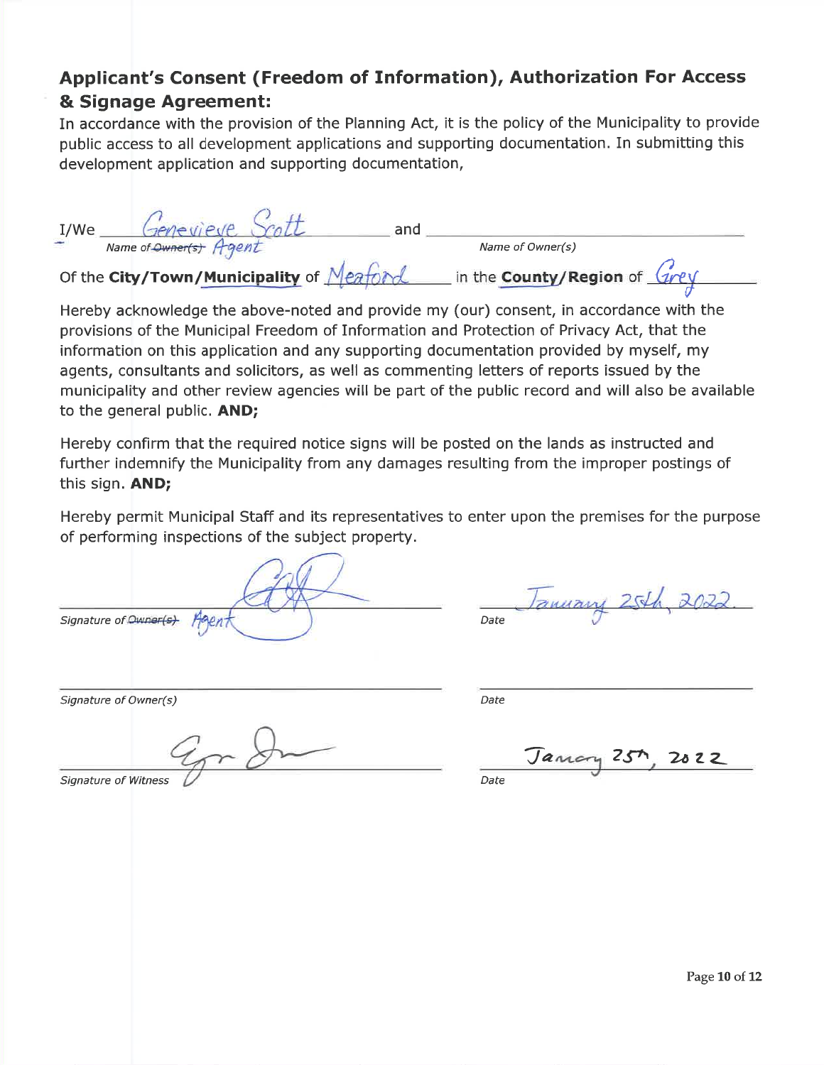## Applicant's Consent (Freedom of Information), Authorization For Access & Signage Agreement:

In accordance with the provision of the Planning Act, it is the policy of the Municipality to provide public access to all development applications and supporting documentation. In submitting this development application and supporting documentation,

I/We Genevieve Scott and ______________________________

*Name of ~~Owner(s)~~ Agent* *Name of Owner(s)*

Of the **City/Town/Municipality** of Meaford in the **County/Region** of Grey

Hereby acknowledge the above-noted and provide my (our) consent, in accordance with the provisions of the Municipal Freedom of Information and Protection of Privacy Act, that the information on this application and any supporting documentation provided by myself, my agents, consultants and solicitors, as well as commenting letters of reports issued by the municipality and other review agencies will be part of the public record and will also be available to the general public. **AND;**

Hereby confirm that the required notice signs will be posted on the lands as instructed and further indemnify the Municipality from any damages resulting from the improper postings of this sign. **AND;**

Hereby permit Municipal Staff and its representatives to enter upon the premises for the purpose of performing inspections of the subject property.

[Signature] January 25th, 2022

*Signature of ~~Owner(s)~~ Agent* *Date*

______________________________ ______________________________

*Signature of Owner(s)* *Date*

[Signature] January 25th, 2022

*Signature of Witness* *Date*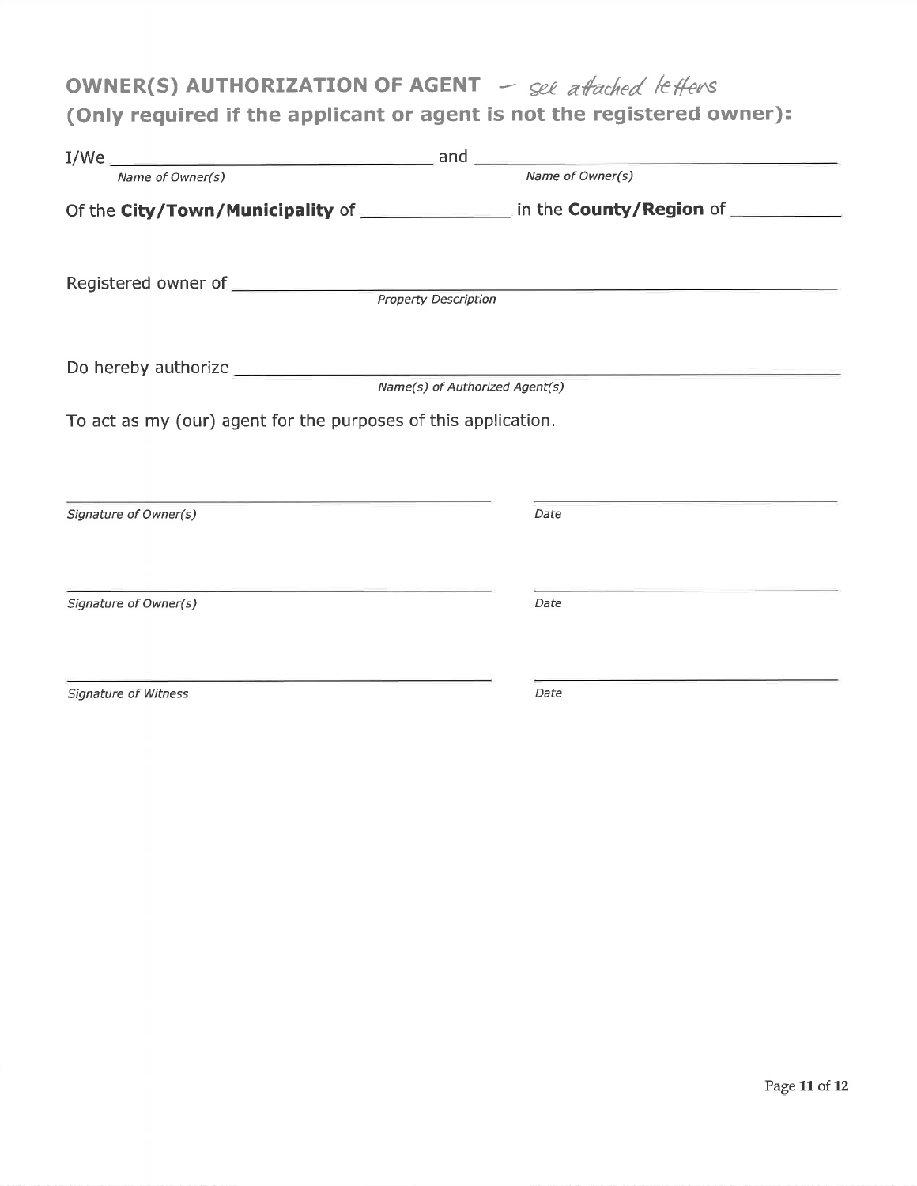## OWNER(S) AUTHORIZATION OF AGENT – see attached letters

## (Only required if the applicant or agent is not the registered owner):

I/We ______________________________ and ______________________________

*Name of Owner(s)* *Name of Owner(s)*

Of the **City/Town/Municipality** of _______________ in the **County/Region** of ___________

Registered owner of ______________________________________________________

*Property Description*

Do hereby authorize ______________________________________________________

*Name(s) of Authorized Agent(s)*

To act as my (our) agent for the purposes of this application.

______________________________ ______________________________

*Signature of Owner(s)* *Date*

______________________________ ______________________________

*Signature of Owner(s)* *Date*

______________________________ ______________________________

*Signature of Witness* *Date*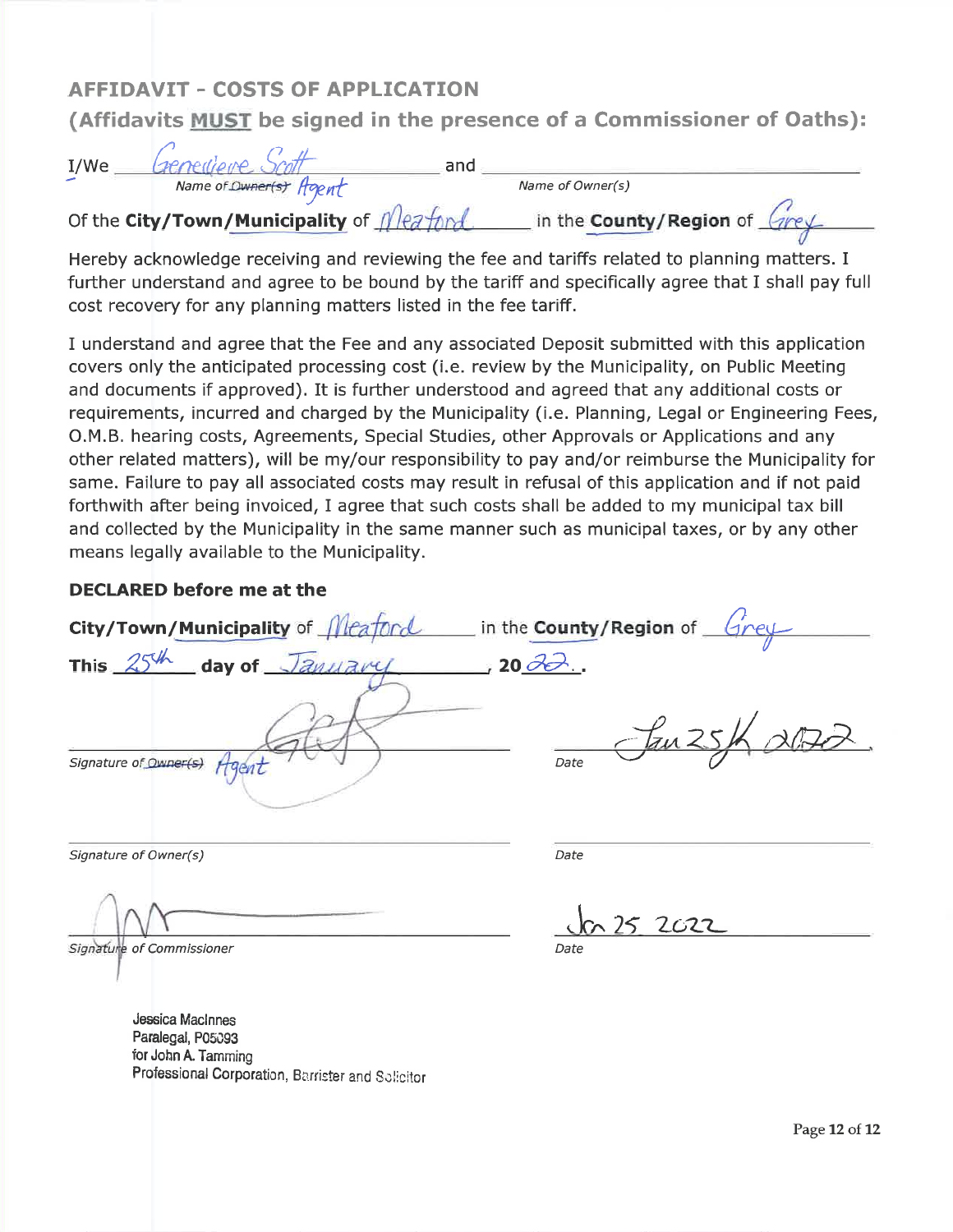## AFFIDAVIT - COSTS OF APPLICATION

### (Affidavits MUST be signed in the presence of a Commissioner of Oaths):

I/We Genevieve Scott and ______________________

*Name of ~~Owner(s)~~ Agent* — *Name of Owner(s)*

Of the **City/Town/Municipality** of Meaford in the **County/Region** of Grey

Hereby acknowledge receiving and reviewing the fee and tariffs related to planning matters. I further understand and agree to be bound by the tariff and specifically agree that I shall pay full cost recovery for any planning matters listed in the fee tariff.

I understand and agree that the Fee and any associated Deposit submitted with this application covers only the anticipated processing cost (i.e. review by the Municipality, on Public Meeting and documents if approved). It is further understood and agreed that any additional costs or requirements, incurred and charged by the Municipality (i.e. Planning, Legal or Engineering Fees, O.M.B. hearing costs, Agreements, Special Studies, other Approvals or Applications and any other related matters), will be my/our responsibility to pay and/or reimburse the Municipality for same. Failure to pay all associated costs may result in refusal of this application and if not paid forthwith after being invoiced, I agree that such costs shall be added to my municipal tax bill and collected by the Municipality in the same manner such as municipal taxes, or by any other means legally available to the Municipality.

**DECLARED before me at the**

**City/Town/Municipality** of Meaford in the **County/Region** of Grey

**This** 25th **day of** January, **20** 22.

[signature] — Jan 25th 2022

*Signature of ~~Owner(s)~~ Agent* — *Date*

______________________ — ______________________

*Signature of Owner(s)* — *Date*

[signature] — Jan 25 2022

*Signature of Commissioner* — *Date*

Jessica MacInnes
Paralegal, P05093
for John A. Tamming
Professional Corporation, Barrister and Solicitor